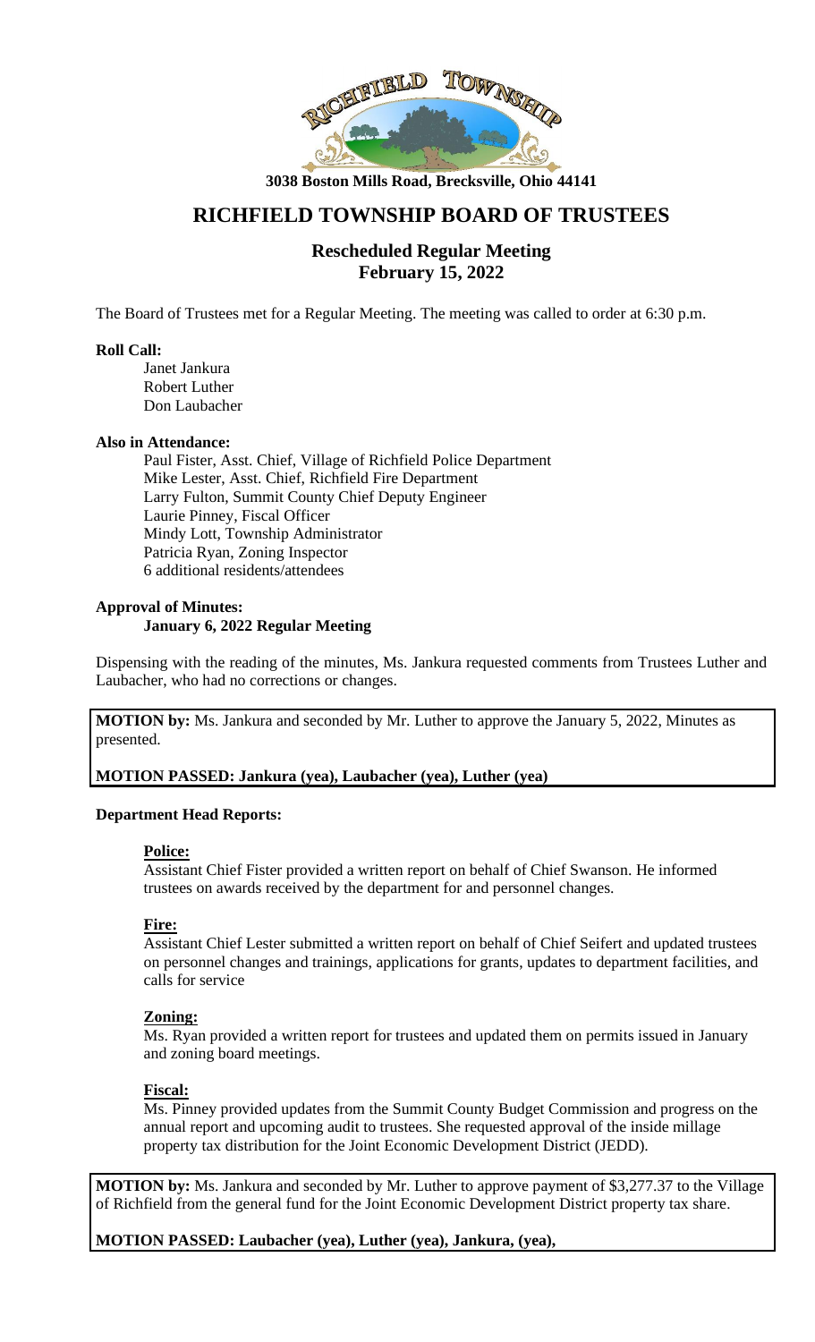3038 Boston Mills Road, Brecksville, Ohio 44141

# RICHFIELD TOWNSHIP BOARD OF TRUSTEES

## Rescheduled Regular Meeting
## February 15, 2022

The Board of Trustees met for a Regular Meeting. The meeting was called to order at 6:30 p.m.

**Roll Call:**

Janet Jankura
Robert Luther
Don Laubacher

**Also in Attendance:**

Paul Fister, Asst. Chief, Village of Richfield Police Department
Mike Lester, Asst. Chief, Richfield Fire Department
Larry Fulton, Summit County Chief Deputy Engineer
Laurie Pinney, Fiscal Officer
Mindy Lott, Township Administrator
Patricia Ryan, Zoning Inspector
6 additional residents/attendees

**Approval of Minutes:**
**January 6, 2022 Regular Meeting**

Dispensing with the reading of the minutes, Ms. Jankura requested comments from Trustees Luther and Laubacher, who had no corrections or changes.

**MOTION by:** Ms. Jankura and seconded by Mr. Luther to approve the January 5, 2022, Minutes as presented.

**MOTION PASSED: Jankura (yea), Laubacher (yea), Luther (yea)**

**Department Head Reports:**

**Police:**

Assistant Chief Fister provided a written report on behalf of Chief Swanson. He informed trustees on awards received by the department for and personnel changes.

**Fire:**

Assistant Chief Lester submitted a written report on behalf of Chief Seifert and updated trustees on personnel changes and trainings, applications for grants, updates to department facilities, and calls for service

**Zoning:**

Ms. Ryan provided a written report for trustees and updated them on permits issued in January and zoning board meetings.

**Fiscal:**

Ms. Pinney provided updates from the Summit County Budget Commission and progress on the annual report and upcoming audit to trustees. She requested approval of the inside millage property tax distribution for the Joint Economic Development District (JEDD).

**MOTION by:** Ms. Jankura and seconded by Mr. Luther to approve payment of $3,277.37 to the Village of Richfield from the general fund for the Joint Economic Development District property tax share.

**MOTION PASSED: Laubacher (yea), Luther (yea), Jankura, (yea),**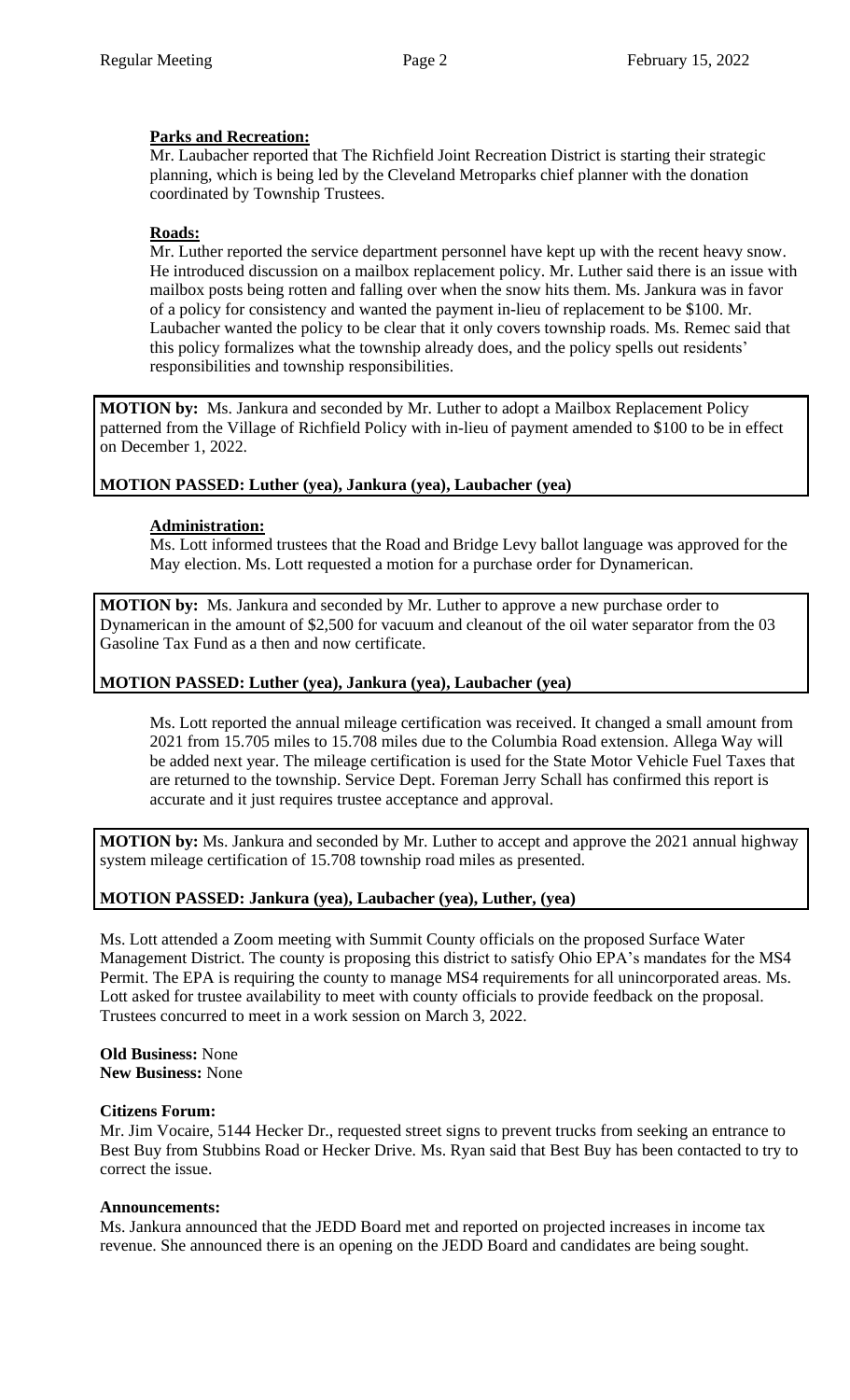**Parks and Recreation:**

Mr. Laubacher reported that The Richfield Joint Recreation District is starting their strategic planning, which is being led by the Cleveland Metroparks chief planner with the donation coordinated by Township Trustees.

**Roads:**

Mr. Luther reported the service department personnel have kept up with the recent heavy snow. He introduced discussion on a mailbox replacement policy. Mr. Luther said there is an issue with mailbox posts being rotten and falling over when the snow hits them. Ms. Jankura was in favor of a policy for consistency and wanted the payment in-lieu of replacement to be $100. Mr. Laubacher wanted the policy to be clear that it only covers township roads. Ms. Remec said that this policy formalizes what the township already does, and the policy spells out residents' responsibilities and township responsibilities.

**MOTION by:** Ms. Jankura and seconded by Mr. Luther to adopt a Mailbox Replacement Policy patterned from the Village of Richfield Policy with in-lieu of payment amended to $100 to be in effect on December 1, 2022.

**MOTION PASSED: Luther (yea), Jankura (yea), Laubacher (yea)**

**Administration:**

Ms. Lott informed trustees that the Road and Bridge Levy ballot language was approved for the May election. Ms. Lott requested a motion for a purchase order for Dynamerican.

**MOTION by:** Ms. Jankura and seconded by Mr. Luther to approve a new purchase order to Dynamerican in the amount of $2,500 for vacuum and cleanout of the oil water separator from the 03 Gasoline Tax Fund as a then and now certificate.

**MOTION PASSED: Luther (yea), Jankura (yea), Laubacher (yea)**

Ms. Lott reported the annual mileage certification was received. It changed a small amount from 2021 from 15.705 miles to 15.708 miles due to the Columbia Road extension. Allega Way will be added next year. The mileage certification is used for the State Motor Vehicle Fuel Taxes that are returned to the township. Service Dept. Foreman Jerry Schall has confirmed this report is accurate and it just requires trustee acceptance and approval.

**MOTION by:** Ms. Jankura and seconded by Mr. Luther to accept and approve the 2021 annual highway system mileage certification of 15.708 township road miles as presented.

**MOTION PASSED: Jankura (yea), Laubacher (yea), Luther, (yea)**

Ms. Lott attended a Zoom meeting with Summit County officials on the proposed Surface Water Management District. The county is proposing this district to satisfy Ohio EPA's mandates for the MS4 Permit. The EPA is requiring the county to manage MS4 requirements for all unincorporated areas. Ms. Lott asked for trustee availability to meet with county officials to provide feedback on the proposal. Trustees concurred to meet in a work session on March 3, 2022.

**Old Business:** None
**New Business:** None

**Citizens Forum:**

Mr. Jim Vocaire, 5144 Hecker Dr., requested street signs to prevent trucks from seeking an entrance to Best Buy from Stubbins Road or Hecker Drive. Ms. Ryan said that Best Buy has been contacted to try to correct the issue.

**Announcements:**

Ms. Jankura announced that the JEDD Board met and reported on projected increases in income tax revenue. She announced there is an opening on the JEDD Board and candidates are being sought.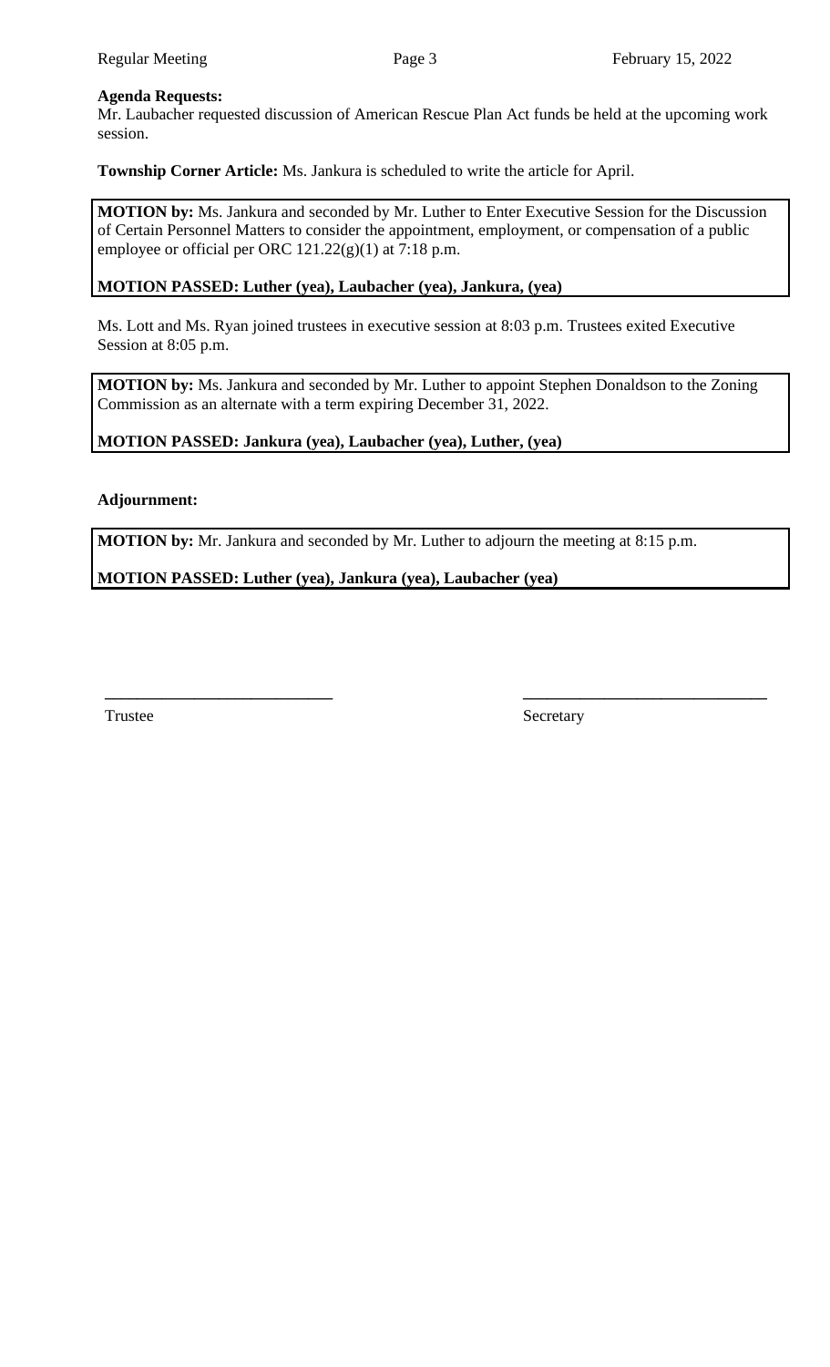**Agenda Requests:**
Mr. Laubacher requested discussion of American Rescue Plan Act funds be held at the upcoming work session.

**Township Corner Article:** Ms. Jankura is scheduled to write the article for April.

**MOTION by:** Ms. Jankura and seconded by Mr. Luther to Enter Executive Session for the Discussion of Certain Personnel Matters to consider the appointment, employment, or compensation of a public employee or official per ORC 121.22(g)(1) at 7:18 p.m.

**MOTION PASSED: Luther (yea), Laubacher (yea), Jankura, (yea)**

Ms. Lott and Ms. Ryan joined trustees in executive session at 8:03 p.m. Trustees exited Executive Session at 8:05 p.m.

**MOTION by:** Ms. Jankura and seconded by Mr. Luther to appoint Stephen Donaldson to the Zoning Commission as an alternate with a term expiring December 31, 2022.

**MOTION PASSED: Jankura (yea), Laubacher (yea), Luther, (yea)**

**Adjournment:**

**MOTION by:** Mr. Jankura and seconded by Mr. Luther to adjourn the meeting at 8:15 p.m.

**MOTION PASSED: Luther (yea), Jankura (yea), Laubacher (yea)**

\_\_\_\_\_\_\_\_\_\_\_\_\_\_\_\_\_\_\_\_\_\_\_\_\_\_\_ \_\_\_\_\_\_\_\_\_\_\_\_\_\_\_\_\_\_\_\_\_\_\_\_\_\_\_\_\_\_

Trustee Secretary